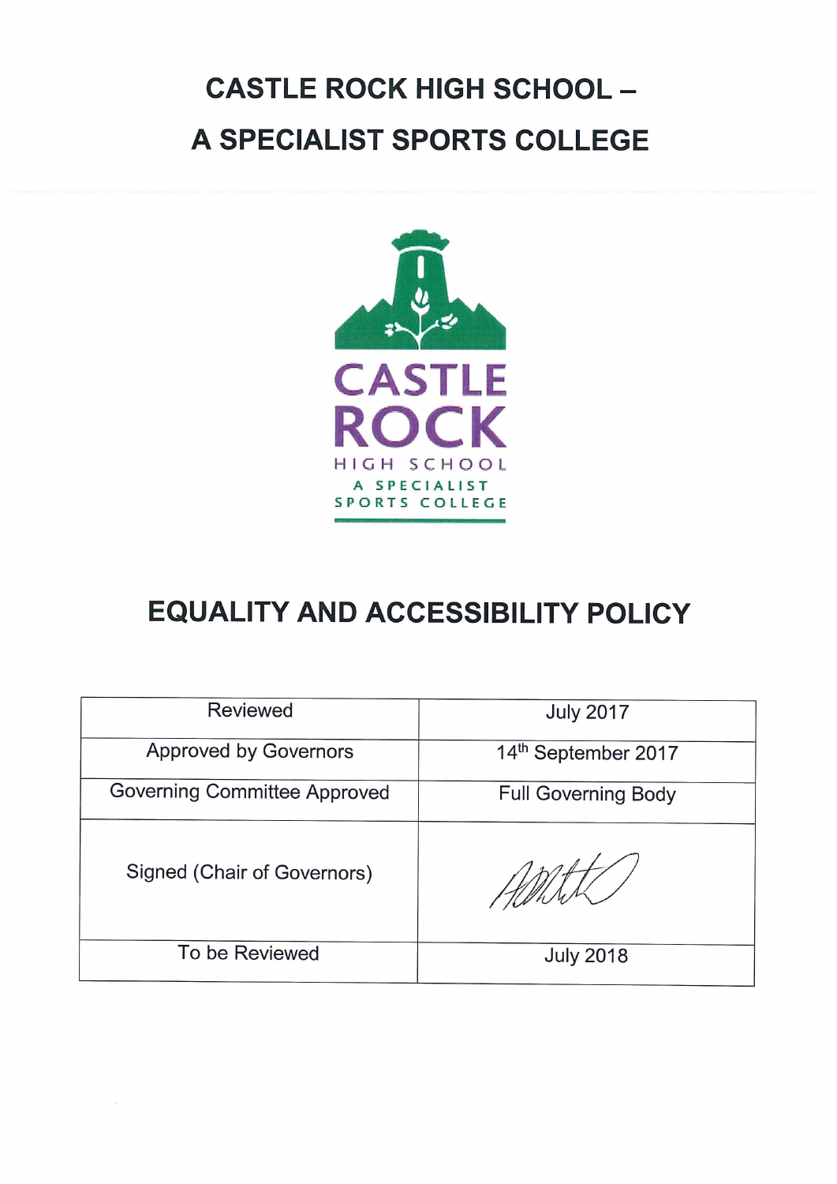# CASTLE ROCK HIGH SCHOOL –

# A SPECIALIST SPORTS COLLEGE

CASTLE ROCK
HIGH SCHOOL
A SPECIALIST
SPORTS COLLEGE

# EQUALITY AND ACCESSIBILITY POLICY

| Reviewed | July 2017 |
|---|---|
| Approved by Governors | 14th September 2017 |
| Governing Committee Approved | Full Governing Body |
| Signed (Chair of Governors) | [signature] |
| To be Reviewed | July 2018 |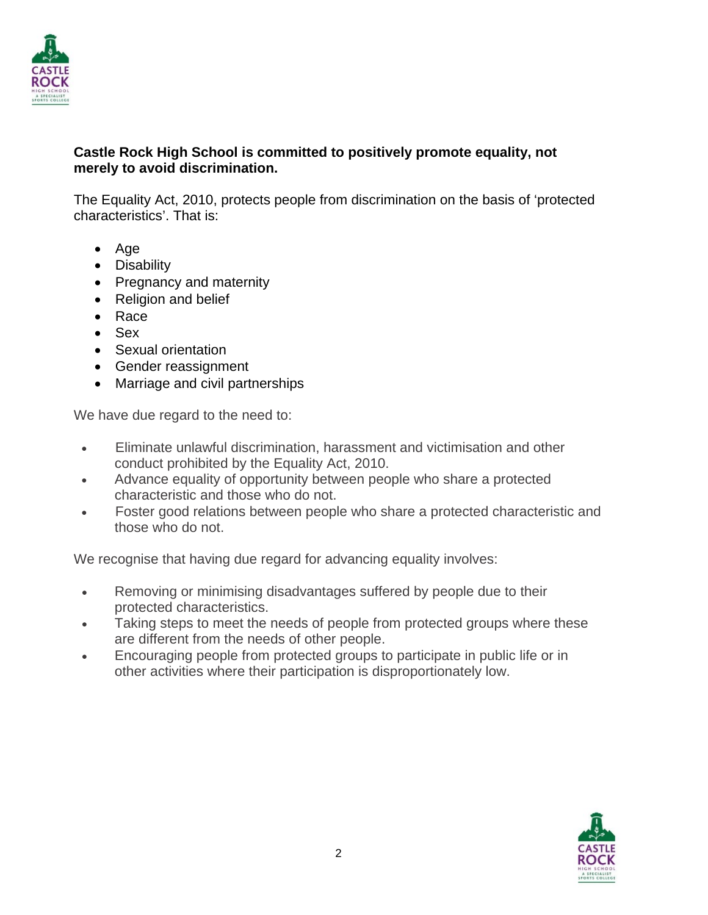**Castle Rock High School is committed to positively promote equality, not merely to avoid discrimination.**

The Equality Act, 2010, protects people from discrimination on the basis of 'protected characteristics'. That is:

- Age
- Disability
- Pregnancy and maternity
- Religion and belief
- Race
- Sex
- Sexual orientation
- Gender reassignment
- Marriage and civil partnerships

We have due regard to the need to:

- Eliminate unlawful discrimination, harassment and victimisation and other conduct prohibited by the Equality Act, 2010.
- Advance equality of opportunity between people who share a protected characteristic and those who do not.
- Foster good relations between people who share a protected characteristic and those who do not.

We recognise that having due regard for advancing equality involves:

- Removing or minimising disadvantages suffered by people due to their protected characteristics.
- Taking steps to meet the needs of people from protected groups where these are different from the needs of other people.
- Encouraging people from protected groups to participate in public life or in other activities where their participation is disproportionately low.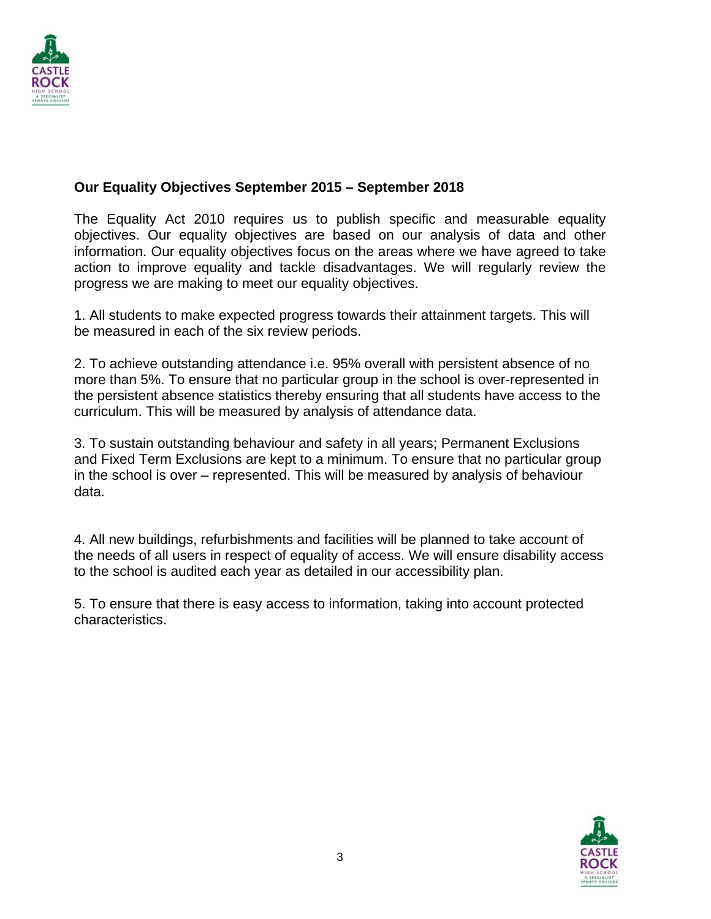**Our Equality Objectives September 2015 – September 2018**

The Equality Act 2010 requires us to publish specific and measurable equality objectives. Our equality objectives are based on our analysis of data and other information. Our equality objectives focus on the areas where we have agreed to take action to improve equality and tackle disadvantages. We will regularly review the progress we are making to meet our equality objectives.

1. All students to make expected progress towards their attainment targets. This will be measured in each of the six review periods.

2. To achieve outstanding attendance i.e. 95% overall with persistent absence of no more than 5%. To ensure that no particular group in the school is over-represented in the persistent absence statistics thereby ensuring that all students have access to the curriculum. This will be measured by analysis of attendance data.

3. To sustain outstanding behaviour and safety in all years; Permanent Exclusions and Fixed Term Exclusions are kept to a minimum. To ensure that no particular group in the school is over – represented. This will be measured by analysis of behaviour data.

4. All new buildings, refurbishments and facilities will be planned to take account of the needs of all users in respect of equality of access. We will ensure disability access to the school is audited each year as detailed in our accessibility plan.

5. To ensure that there is easy access to information, taking into account protected characteristics.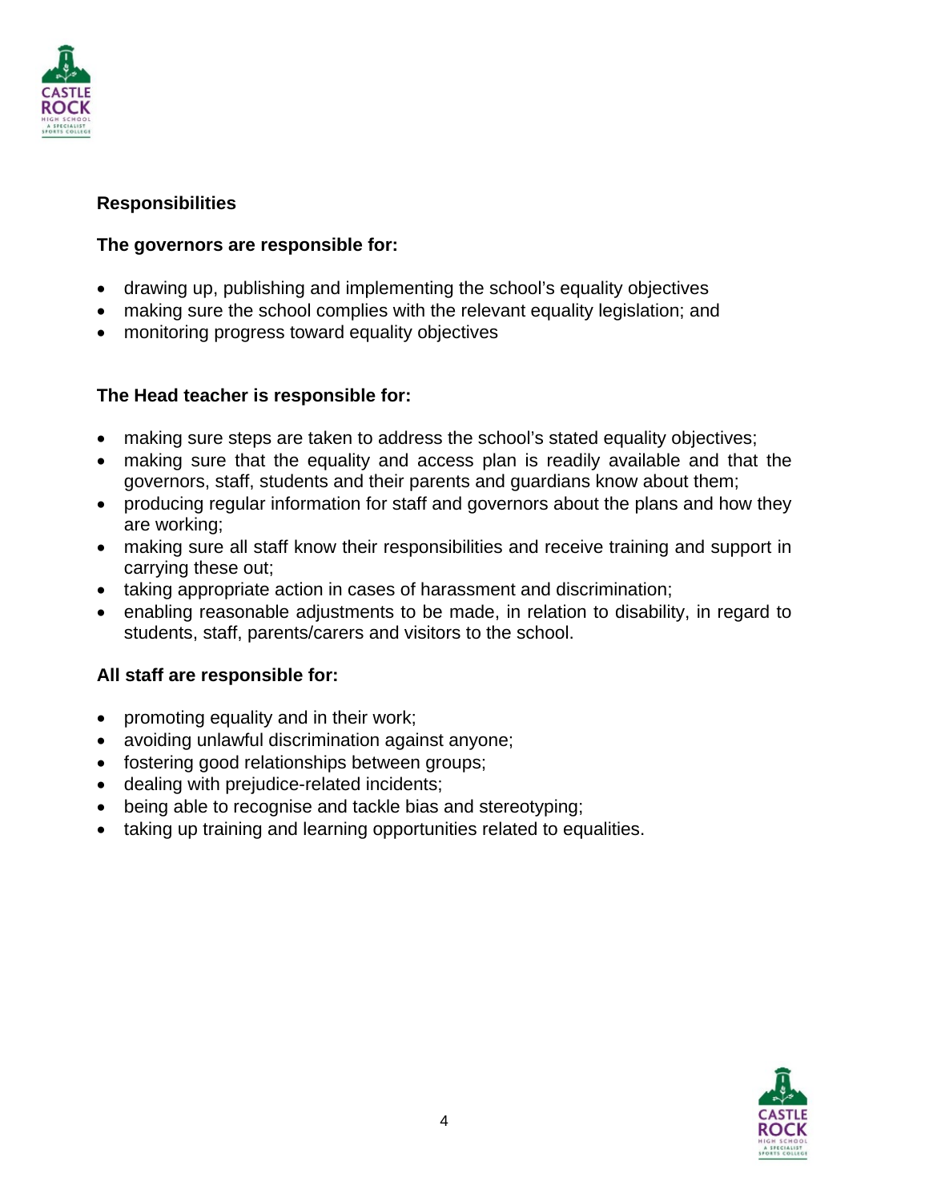## Responsibilities

### The governors are responsible for:

- drawing up, publishing and implementing the school's equality objectives
- making sure the school complies with the relevant equality legislation; and
- monitoring progress toward equality objectives

### The Head teacher is responsible for:

- making sure steps are taken to address the school's stated equality objectives;
- making sure that the equality and access plan is readily available and that the governors, staff, students and their parents and guardians know about them;
- producing regular information for staff and governors about the plans and how they are working;
- making sure all staff know their responsibilities and receive training and support in carrying these out;
- taking appropriate action in cases of harassment and discrimination;
- enabling reasonable adjustments to be made, in relation to disability, in regard to students, staff, parents/carers and visitors to the school.

### All staff are responsible for:

- promoting equality and in their work;
- avoiding unlawful discrimination against anyone;
- fostering good relationships between groups;
- dealing with prejudice-related incidents;
- being able to recognise and tackle bias and stereotyping;
- taking up training and learning opportunities related to equalities.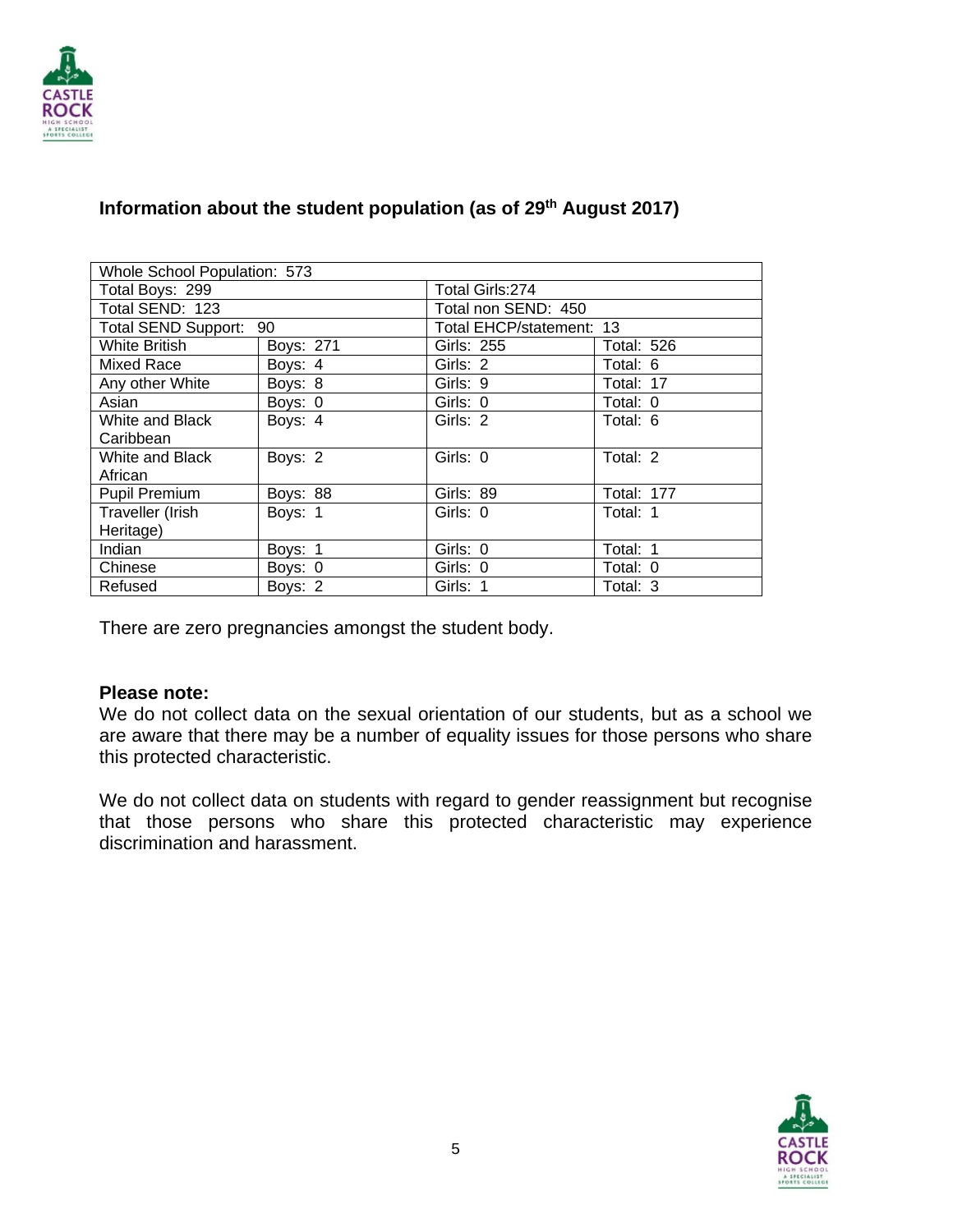### Information about the student population (as of 29th August 2017)

| Whole School Population: 573 | | | |
|---|---|---|---|
| Total Boys: 299 | | Total Girls:274 | |
| Total SEND: 123 | | Total non SEND: 450 | |
| Total SEND Support: 90 | | Total EHCP/statement: 13 | |
| White British | Boys: 271 | Girls: 255 | Total: 526 |
| Mixed Race | Boys: 4 | Girls: 2 | Total: 6 |
| Any other White | Boys: 8 | Girls: 9 | Total: 17 |
| Asian | Boys: 0 | Girls: 0 | Total: 0 |
| White and Black Caribbean | Boys: 4 | Girls: 2 | Total: 6 |
| White and Black African | Boys: 2 | Girls: 0 | Total: 2 |
| Pupil Premium | Boys: 88 | Girls: 89 | Total: 177 |
| Traveller (Irish Heritage) | Boys: 1 | Girls: 0 | Total: 1 |
| Indian | Boys: 1 | Girls: 0 | Total: 1 |
| Chinese | Boys: 0 | Girls: 0 | Total: 0 |
| Refused | Boys: 2 | Girls: 1 | Total: 3 |

There are zero pregnancies amongst the student body.

**Please note:**
We do not collect data on the sexual orientation of our students, but as a school we are aware that there may be a number of equality issues for those persons who share this protected characteristic.

We do not collect data on students with regard to gender reassignment but recognise that those persons who share this protected characteristic may experience discrimination and harassment.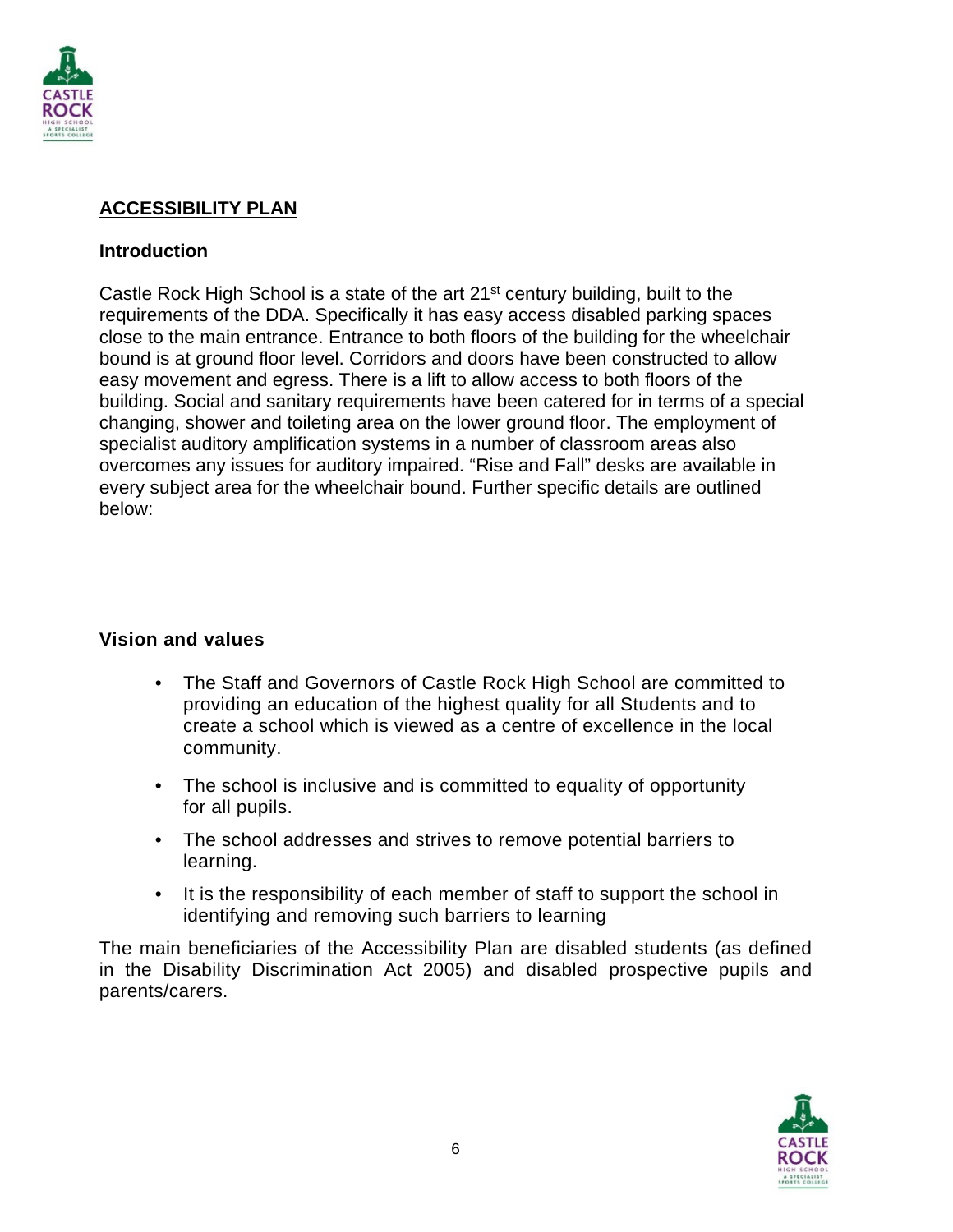## ACCESSIBILITY PLAN

### Introduction

Castle Rock High School is a state of the art 21st century building, built to the requirements of the DDA. Specifically it has easy access disabled parking spaces close to the main entrance. Entrance to both floors of the building for the wheelchair bound is at ground floor level. Corridors and doors have been constructed to allow easy movement and egress. There is a lift to allow access to both floors of the building. Social and sanitary requirements have been catered for in terms of a special changing, shower and toileting area on the lower ground floor. The employment of specialist auditory amplification systems in a number of classroom areas also overcomes any issues for auditory impaired. "Rise and Fall" desks are available in every subject area for the wheelchair bound. Further specific details are outlined below:

### Vision and values

- The Staff and Governors of Castle Rock High School are committed to providing an education of the highest quality for all Students and to create a school which is viewed as a centre of excellence in the local community.
- The school is inclusive and is committed to equality of opportunity for all pupils.
- The school addresses and strives to remove potential barriers to learning.
- It is the responsibility of each member of staff to support the school in identifying and removing such barriers to learning

The main beneficiaries of the Accessibility Plan are disabled students (as defined in the Disability Discrimination Act 2005) and disabled prospective pupils and parents/carers.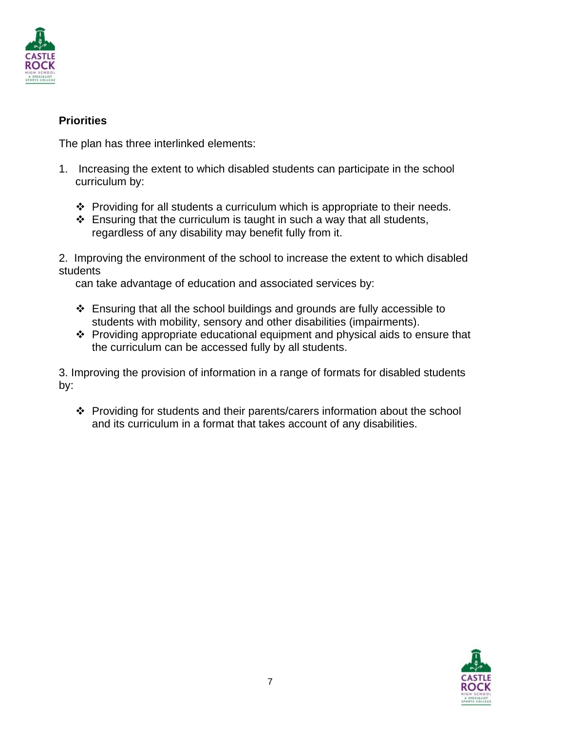**Priorities**

The plan has three interlinked elements:

1. Increasing the extent to which disabled students can participate in the school curriculum by:

   - Providing for all students a curriculum which is appropriate to their needs.
   - Ensuring that the curriculum is taught in such a way that all students, regardless of any disability may benefit fully from it.

2. Improving the environment of the school to increase the extent to which disabled students can take advantage of education and associated services by:

   - Ensuring that all the school buildings and grounds are fully accessible to students with mobility, sensory and other disabilities (impairments).
   - Providing appropriate educational equipment and physical aids to ensure that the curriculum can be accessed fully by all students.

3. Improving the provision of information in a range of formats for disabled students by:

   - Providing for students and their parents/carers information about the school and its curriculum in a format that takes account of any disabilities.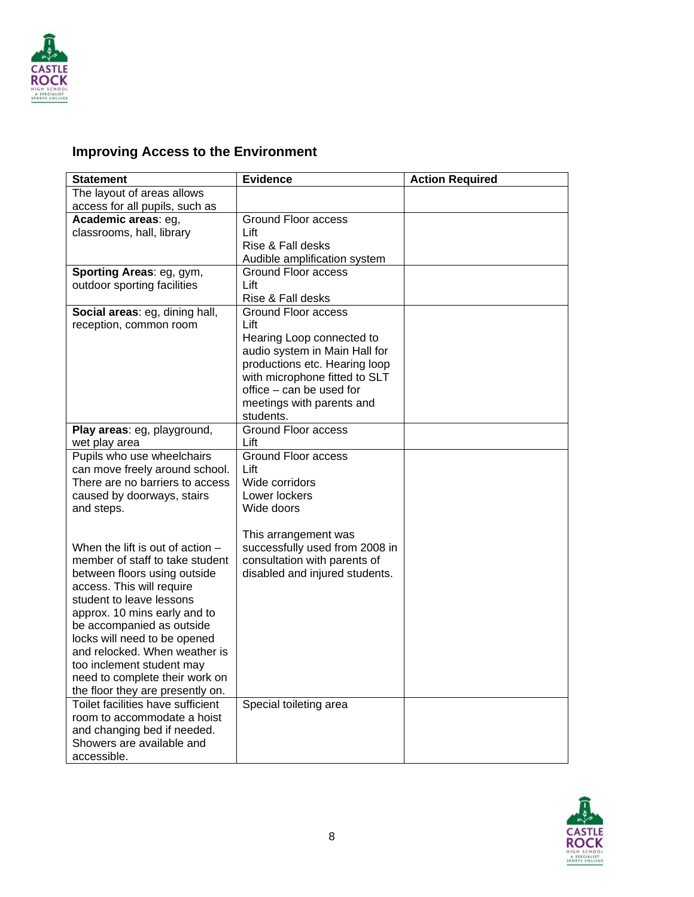## Improving Access to the Environment

| Statement | Evidence | Action Required |
|---|---|---|
| The layout of areas allows access for all pupils, such as | | |
| **Academic areas**: eg, classrooms, hall, library | Ground Floor access<br>Lift<br>Rise & Fall desks<br>Audible amplification system | |
| **Sporting Areas**: eg, gym, outdoor sporting facilities | Ground Floor access<br>Lift<br>Rise & Fall desks | |
| **Social areas**: eg, dining hall, reception, common room | Ground Floor access<br>Lift<br>Hearing Loop connected to audio system in Main Hall for productions etc. Hearing loop with microphone fitted to SLT office – can be used for meetings with parents and students. | |
| **Play areas**: eg, playground, wet play area | Ground Floor access<br>Lift | |
| Pupils who use wheelchairs can move freely around school. There are no barriers to access caused by doorways, stairs and steps.<br><br>When the lift is out of action – member of staff to take student between floors using outside access. This will require student to leave lessons approx. 10 mins early and to be accompanied as outside locks will need to be opened and relocked. When weather is too inclement student may need to complete their work on the floor they are presently on. | Ground Floor access<br>Lift<br>Wide corridors<br>Lower lockers<br>Wide doors<br><br>This arrangement was successfully used from 2008 in consultation with parents of disabled and injured students. | |
| Toilet facilities have sufficient room to accommodate a hoist and changing bed if needed. Showers are available and accessible. | Special toileting area | |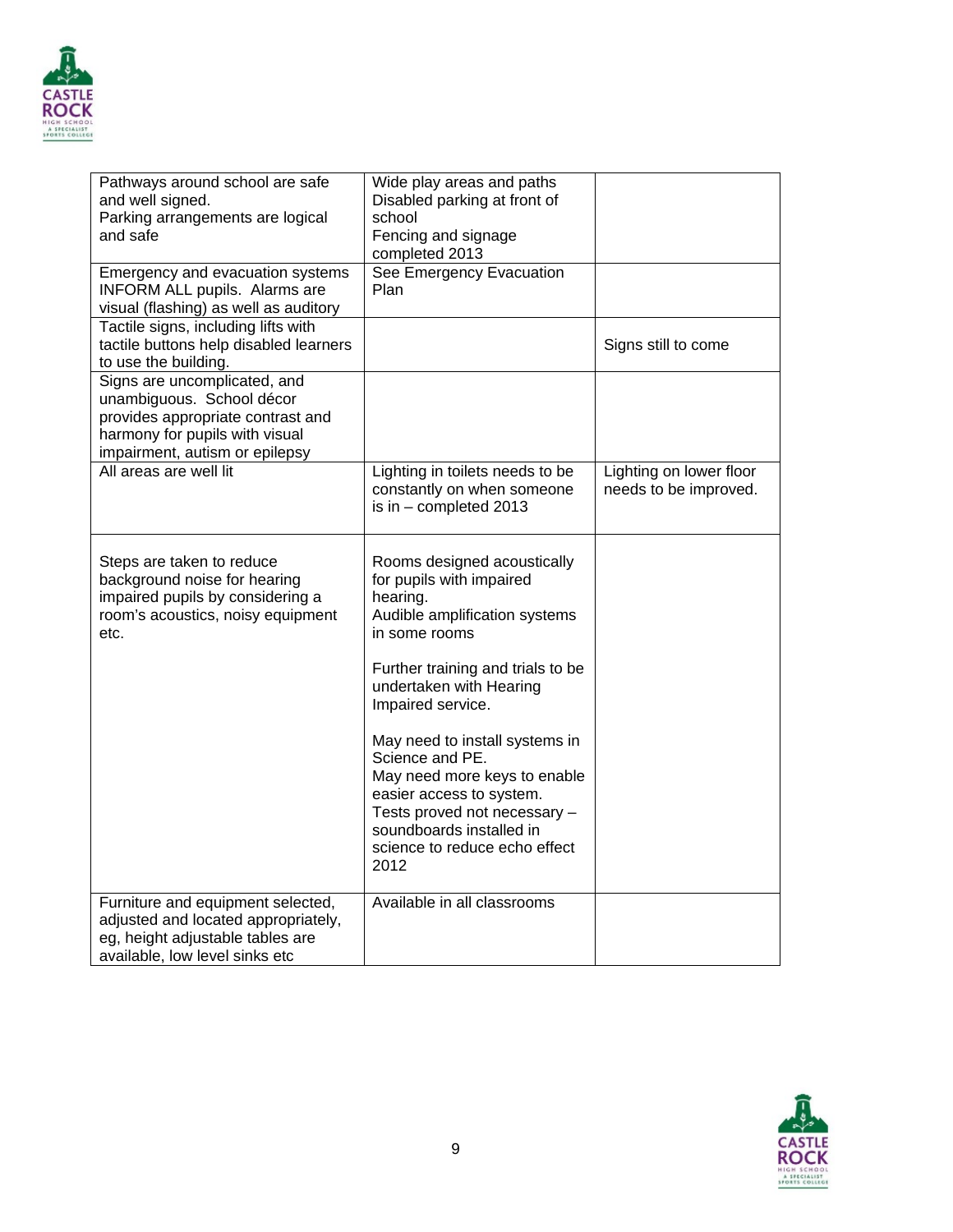| | | |
|---|---|---|
| Pathways around school are safe and well signed.<br>Parking arrangements are logical and safe | Wide play areas and paths<br>Disabled parking at front of school<br>Fencing and signage completed 2013 | |
| Emergency and evacuation systems INFORM ALL pupils. Alarms are visual (flashing) as well as auditory | See Emergency Evacuation Plan | |
| Tactile signs, including lifts with tactile buttons help disabled learners to use the building. | | Signs still to come |
| Signs are uncomplicated, and unambiguous. School décor provides appropriate contrast and harmony for pupils with visual impairment, autism or epilepsy | | |
| All areas are well lit | Lighting in toilets needs to be constantly on when someone is in – completed 2013 | Lighting on lower floor needs to be improved. |
| Steps are taken to reduce background noise for hearing impaired pupils by considering a room's acoustics, noisy equipment etc. | Rooms designed acoustically for pupils with impaired hearing.<br>Audible amplification systems in some rooms<br><br>Further training and trials to be undertaken with Hearing Impaired service.<br><br>May need to install systems in Science and PE.<br>May need more keys to enable easier access to system.<br>Tests proved not necessary – soundboards installed in science to reduce echo effect 2012 | |
| Furniture and equipment selected, adjusted and located appropriately, eg, height adjustable tables are available, low level sinks etc | Available in all classrooms | |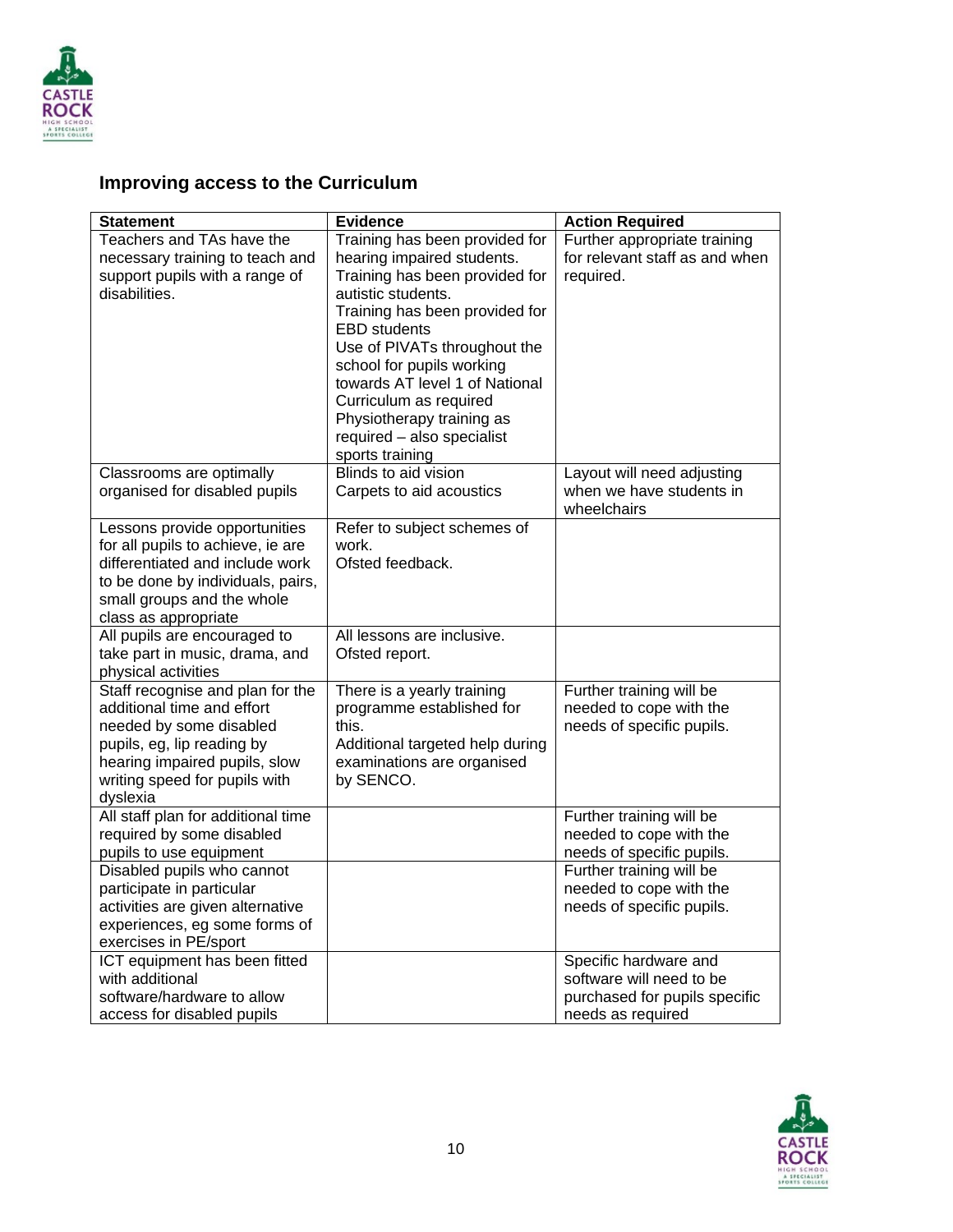## Improving access to the Curriculum

| Statement | Evidence | Action Required |
|---|---|---|
| Teachers and TAs have the necessary training to teach and support pupils with a range of disabilities. | Training has been provided for hearing impaired students. Training has been provided for autistic students. Training has been provided for EBD students Use of PIVATs throughout the school for pupils working towards AT level 1 of National Curriculum as required Physiotherapy training as required – also specialist sports training | Further appropriate training for relevant staff as and when required. |
| Classrooms are optimally organised for disabled pupils | Blinds to aid vision Carpets to aid acoustics | Layout will need adjusting when we have students in wheelchairs |
| Lessons provide opportunities for all pupils to achieve, ie are differentiated and include work to be done by individuals, pairs, small groups and the whole class as appropriate | Refer to subject schemes of work. Ofsted feedback. | |
| All pupils are encouraged to take part in music, drama, and physical activities | All lessons are inclusive. Ofsted report. | |
| Staff recognise and plan for the additional time and effort needed by some disabled pupils, eg, lip reading by hearing impaired pupils, slow writing speed for pupils with dyslexia | There is a yearly training programme established for this. Additional targeted help during examinations are organised by SENCO. | Further training will be needed to cope with the needs of specific pupils. |
| All staff plan for additional time required by some disabled pupils to use equipment | | Further training will be needed to cope with the needs of specific pupils. |
| Disabled pupils who cannot participate in particular activities are given alternative experiences, eg some forms of exercises in PE/sport | | Further training will be needed to cope with the needs of specific pupils. |
| ICT equipment has been fitted with additional software/hardware to allow access for disabled pupils | | Specific hardware and software will need to be purchased for pupils specific needs as required |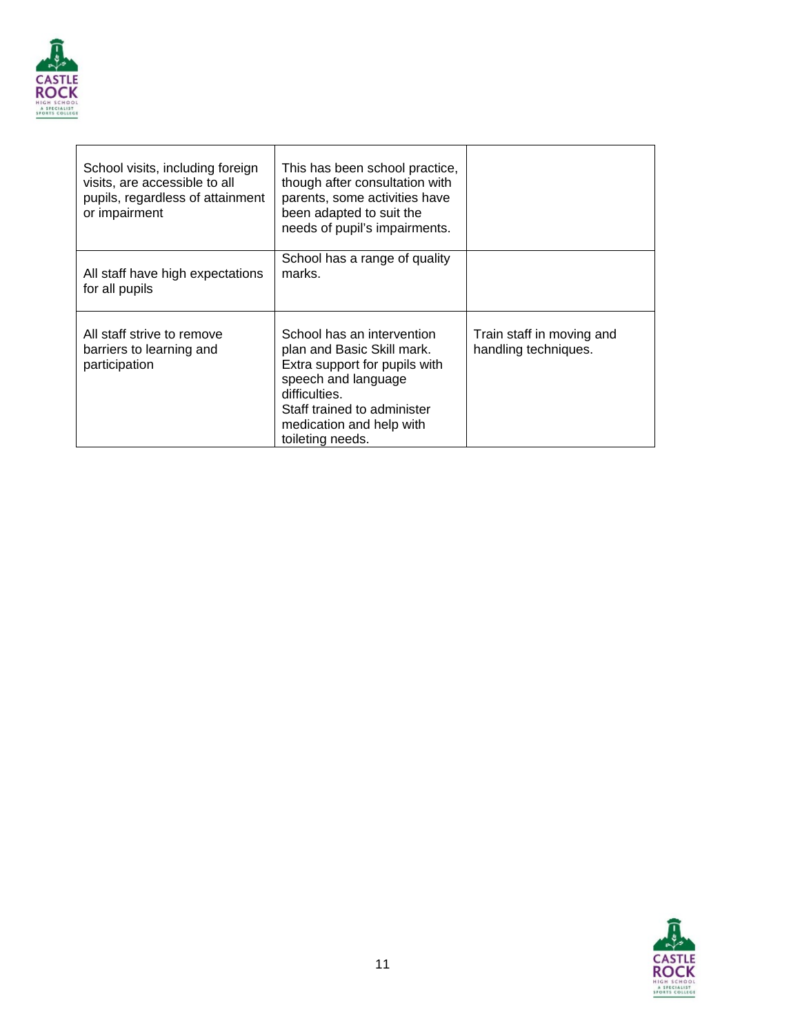| | | |
|---|---|---|
| School visits, including foreign visits, are accessible to all pupils, regardless of attainment or impairment | This has been school practice, though after consultation with parents, some activities have been adapted to suit the needs of pupil's impairments. | |
| All staff have high expectations for all pupils | School has a range of quality marks. | |
| All staff strive to remove barriers to learning and participation | School has an intervention plan and Basic Skill mark. Extra support for pupils with speech and language difficulties. Staff trained to administer medication and help with toileting needs. | Train staff in moving and handling techniques. |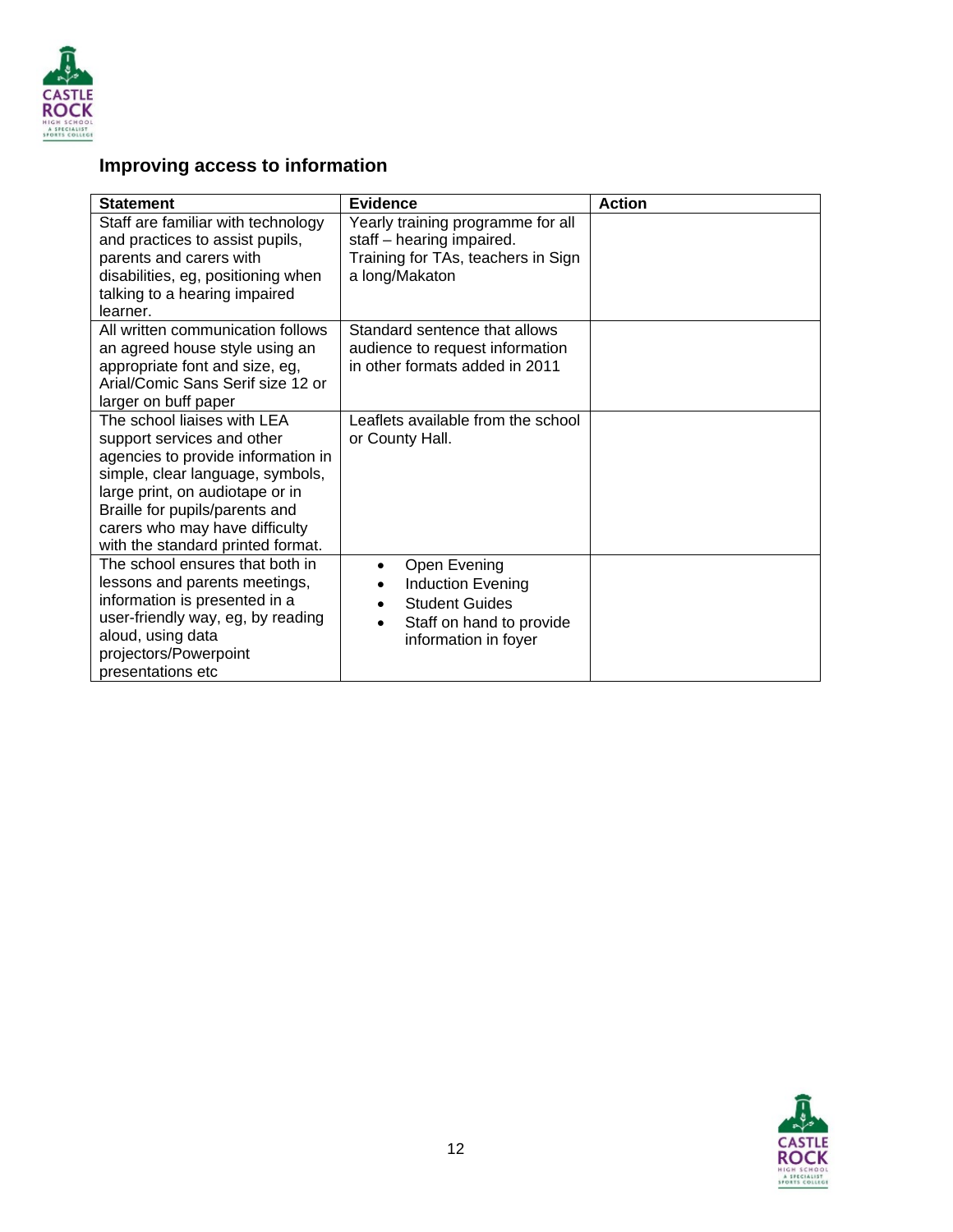## Improving access to information

| Statement | Evidence | Action |
|---|---|---|
| Staff are familiar with technology and practices to assist pupils, parents and carers with disabilities, eg, positioning when talking to a hearing impaired learner. | Yearly training programme for all staff – hearing impaired. Training for TAs, teachers in Sign a long/Makaton | |
| All written communication follows an agreed house style using an appropriate font and size, eg, Arial/Comic Sans Serif size 12 or larger on buff paper | Standard sentence that allows audience to request information in other formats added in 2011 | |
| The school liaises with LEA support services and other agencies to provide information in simple, clear language, symbols, large print, on audiotape or in Braille for pupils/parents and carers who may have difficulty with the standard printed format. | Leaflets available from the school or County Hall. | |
| The school ensures that both in lessons and parents meetings, information is presented in a user-friendly way, eg, by reading aloud, using data projectors/Powerpoint presentations etc | • Open Evening<br>• Induction Evening<br>• Student Guides<br>• Staff on hand to provide information in foyer | |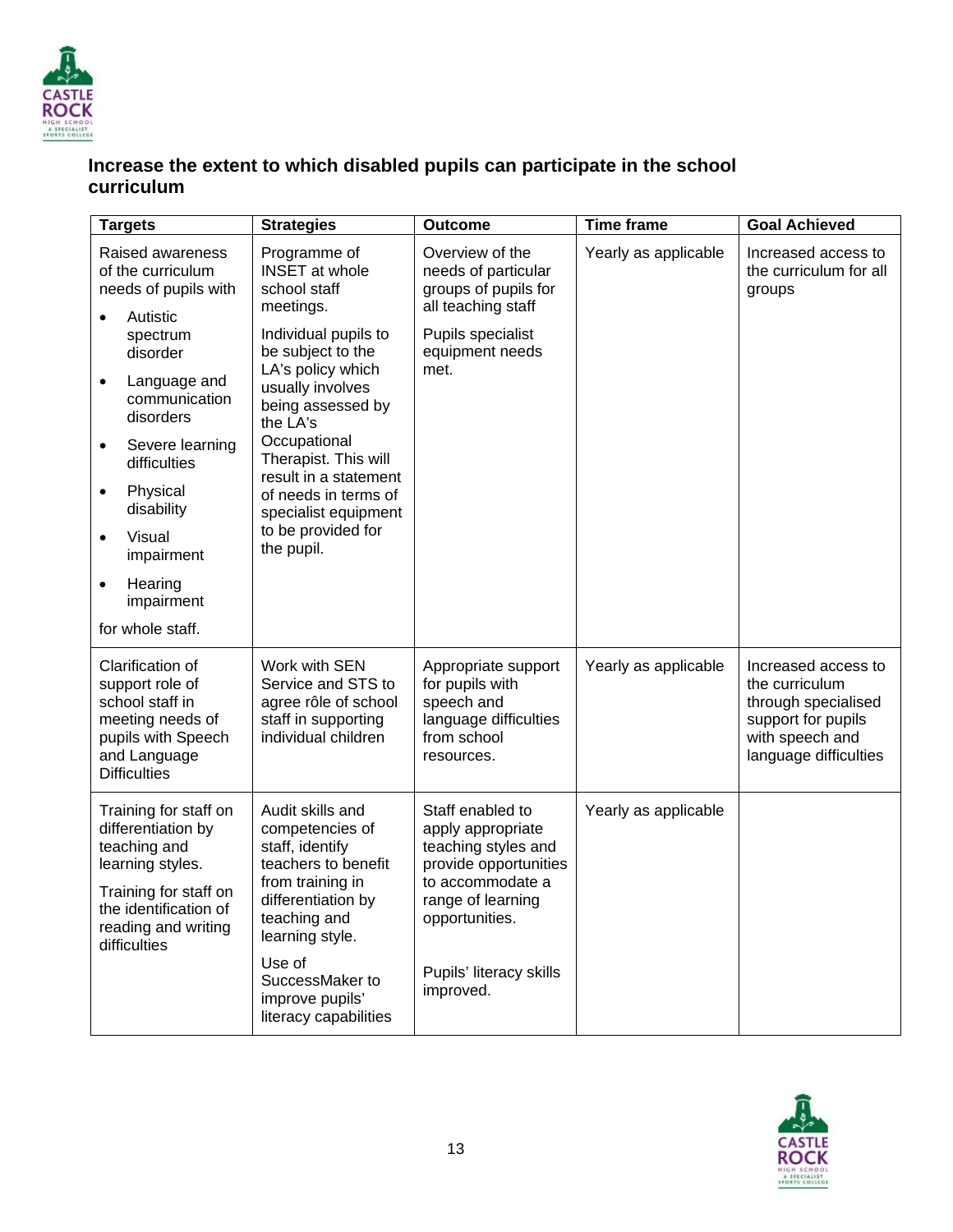**Increase the extent to which disabled pupils can participate in the school curriculum**

| Targets | Strategies | Outcome | Time frame | Goal Achieved |
| --- | --- | --- | --- | --- |
| Raised awareness of the curriculum needs of pupils with<br>• Autistic spectrum disorder<br>• Language and communication disorders<br>• Severe learning difficulties<br>• Physical disability<br>• Visual impairment<br>• Hearing impairment<br>for whole staff. | Programme of INSET at whole school staff meetings.<br>Individual pupils to be subject to the LA's policy which usually involves being assessed by the LA's Occupational Therapist. This will result in a statement of needs in terms of specialist equipment to be provided for the pupil. | Overview of the needs of particular groups of pupils for all teaching staff<br>Pupils specialist equipment needs met. | Yearly as applicable | Increased access to the curriculum for all groups |
| Clarification of support role of school staff in meeting needs of pupils with Speech and Language Difficulties | Work with SEN Service and STS to agree rôle of school staff in supporting individual children | Appropriate support for pupils with speech and language difficulties from school resources. | Yearly as applicable | Increased access to the curriculum through specialised support for pupils with speech and language difficulties |
| Training for staff on differentiation by teaching and learning styles.<br>Training for staff on the identification of reading and writing difficulties | Audit skills and competencies of staff, identify teachers to benefit from training in differentiation by teaching and learning style.<br>Use of SuccessMaker to improve pupils' literacy capabilities | Staff enabled to apply appropriate teaching styles and provide opportunities to accommodate a range of learning opportunities.<br>Pupils' literacy skills improved. | Yearly as applicable | |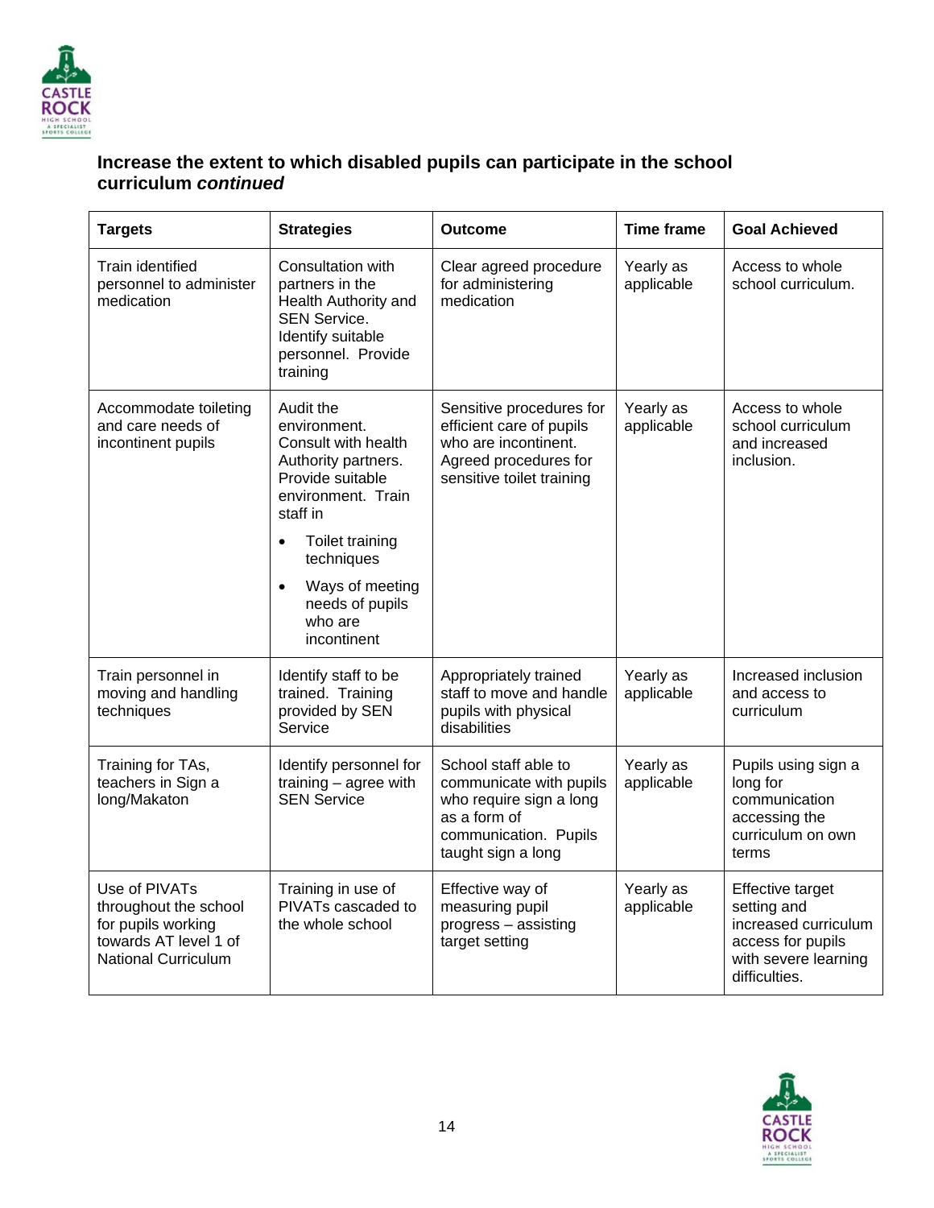### Increase the extent to which disabled pupils can participate in the school curriculum *continued*

| Targets | Strategies | Outcome | Time frame | Goal Achieved |
|---|---|---|---|---|
| Train identified personnel to administer medication | Consultation with partners in the Health Authority and SEN Service. Identify suitable personnel. Provide training | Clear agreed procedure for administering medication | Yearly as applicable | Access to whole school curriculum. |
| Accommodate toileting and care needs of incontinent pupils | Audit the environment. Consult with health Authority partners. Provide suitable environment. Train staff in<br>• Toilet training techniques<br>• Ways of meeting needs of pupils who are incontinent | Sensitive procedures for efficient care of pupils who are incontinent. Agreed procedures for sensitive toilet training | Yearly as applicable | Access to whole school curriculum and increased inclusion. |
| Train personnel in moving and handling techniques | Identify staff to be trained. Training provided by SEN Service | Appropriately trained staff to move and handle pupils with physical disabilities | Yearly as applicable | Increased inclusion and access to curriculum |
| Training for TAs, teachers in Sign a long/Makaton | Identify personnel for training – agree with SEN Service | School staff able to communicate with pupils who require sign a long as a form of communication. Pupils taught sign a long | Yearly as applicable | Pupils using sign a long for communication accessing the curriculum on own terms |
| Use of PIVATs throughout the school for pupils working towards AT level 1 of National Curriculum | Training in use of PIVATs cascaded to the whole school | Effective way of measuring pupil progress – assisting target setting | Yearly as applicable | Effective target setting and increased curriculum access for pupils with severe learning difficulties. |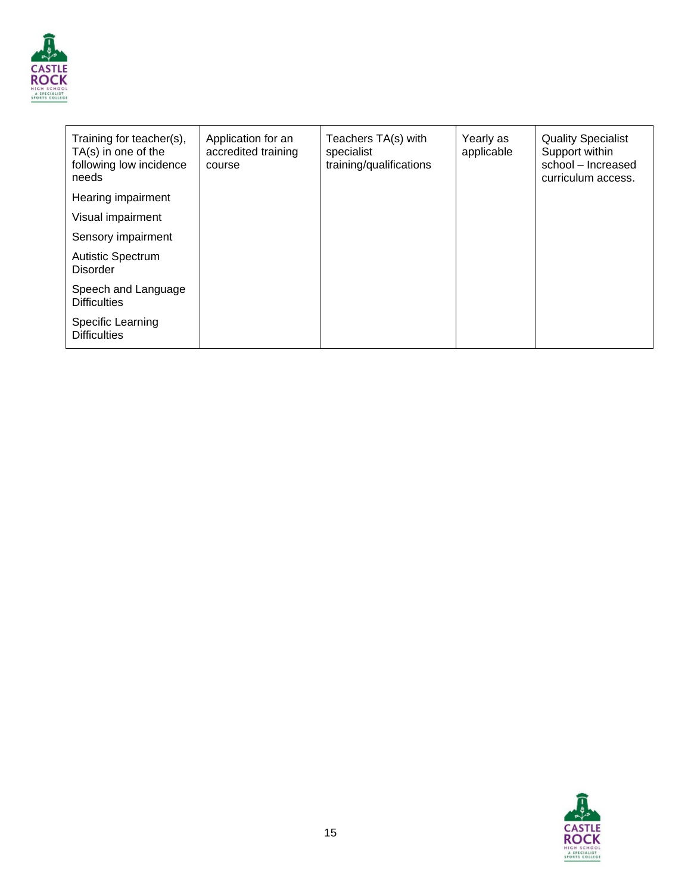| Training for teacher(s), TA(s) in one of the following low incidence needs<br><br>Hearing impairment<br><br>Visual impairment<br><br>Sensory impairment<br><br>Autistic Spectrum Disorder<br><br>Speech and Language Difficulties<br><br>Specific Learning Difficulties | Application for an accredited training course | Teachers TA(s) with specialist training/qualifications | Yearly as applicable | Quality Specialist Support within school – Increased curriculum access. |
|---|---|---|---|---|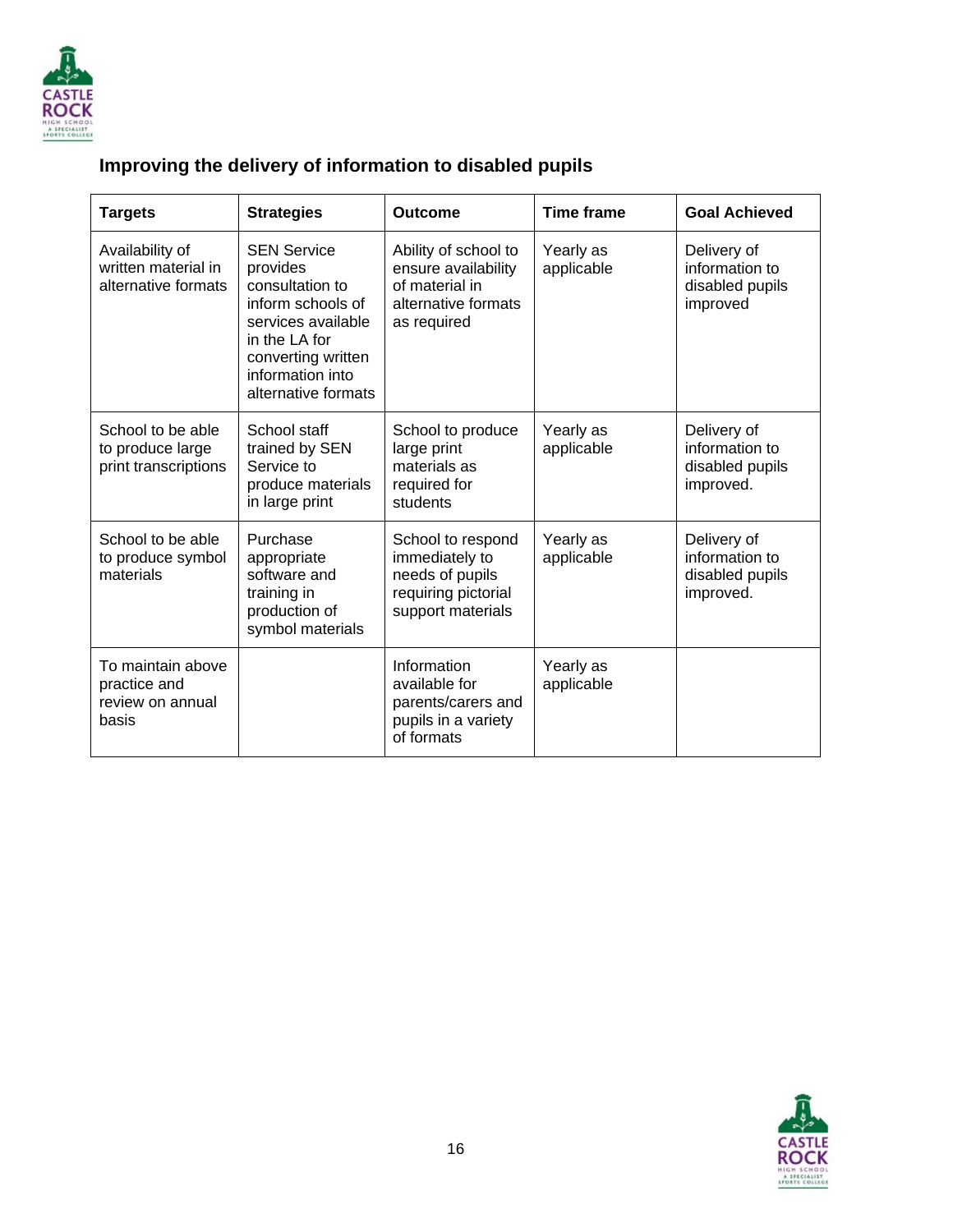## Improving the delivery of information to disabled pupils

| Targets | Strategies | Outcome | Time frame | Goal Achieved |
|---|---|---|---|---|
| Availability of written material in alternative formats | SEN Service provides consultation to inform schools of services available in the LA for converting written information into alternative formats | Ability of school to ensure availability of material in alternative formats as required | Yearly as applicable | Delivery of information to disabled pupils improved |
| School to be able to produce large print transcriptions | School staff trained by SEN Service to produce materials in large print | School to produce large print materials as required for students | Yearly as applicable | Delivery of information to disabled pupils improved. |
| School to be able to produce symbol materials | Purchase appropriate software and training in production of symbol materials | School to respond immediately to needs of pupils requiring pictorial support materials | Yearly as applicable | Delivery of information to disabled pupils improved. |
| To maintain above practice and review on annual basis | | Information available for parents/carers and pupils in a variety of formats | Yearly as applicable | |